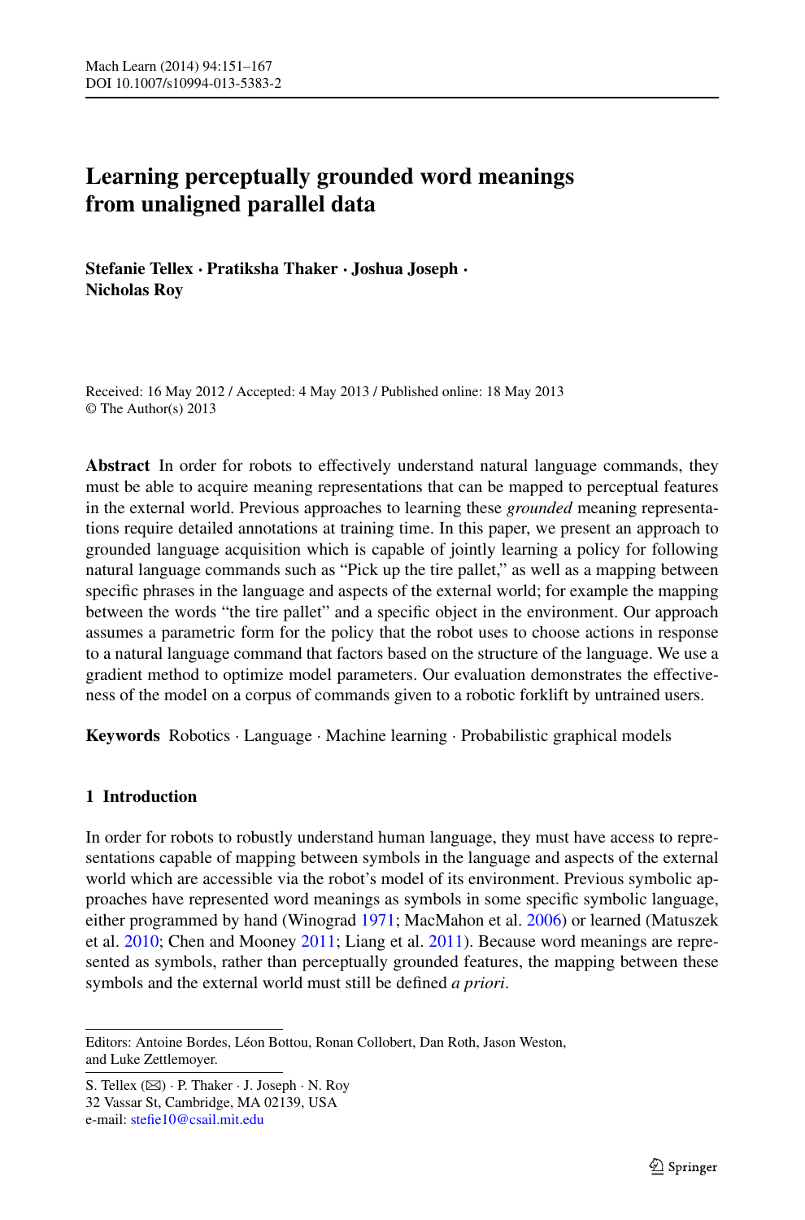# Learning perceptually grounded word meanings from unaligned parallel data

**Stefanie Tellex · Pratiksha Thaker · Joshua Joseph · Nicholas Roy**

Received: 16 May 2012 / Accepted: 4 May 2013 / Published online: 18 May 2013
© The Author(s) 2013

**Abstract** In order for robots to effectively understand natural language commands, they must be able to acquire meaning representations that can be mapped to perceptual features in the external world. Previous approaches to learning these *grounded* meaning representations require detailed annotations at training time. In this paper, we present an approach to grounded language acquisition which is capable of jointly learning a policy for following natural language commands such as "Pick up the tire pallet," as well as a mapping between specific phrases in the language and aspects of the external world; for example the mapping between the words "the tire pallet" and a specific object in the environment. Our approach assumes a parametric form for the policy that the robot uses to choose actions in response to a natural language command that factors based on the structure of the language. We use a gradient method to optimize model parameters. Our evaluation demonstrates the effectiveness of the model on a corpus of commands given to a robotic forklift by untrained users.

**Keywords** Robotics · Language · Machine learning · Probabilistic graphical models

## 1 Introduction

In order for robots to robustly understand human language, they must have access to representations capable of mapping between symbols in the language and aspects of the external world which are accessible via the robot's model of its environment. Previous symbolic approaches have represented word meanings as symbols in some specific symbolic language, either programmed by hand (Winograd 1971; MacMahon et al. 2006) or learned (Matuszek et al. 2010; Chen and Mooney 2011; Liang et al. 2011). Because word meanings are represented as symbols, rather than perceptually grounded features, the mapping between these symbols and the external world must still be defined *a priori*.

---

Editors: Antoine Bordes, Léon Bottou, Ronan Collobert, Dan Roth, Jason Weston, and Luke Zettlemoyer.

S. Tellex (✉) · P. Thaker · J. Joseph · N. Roy
32 Vassar St, Cambridge, MA 02139, USA
e-mail: stefie10@csail.mit.edu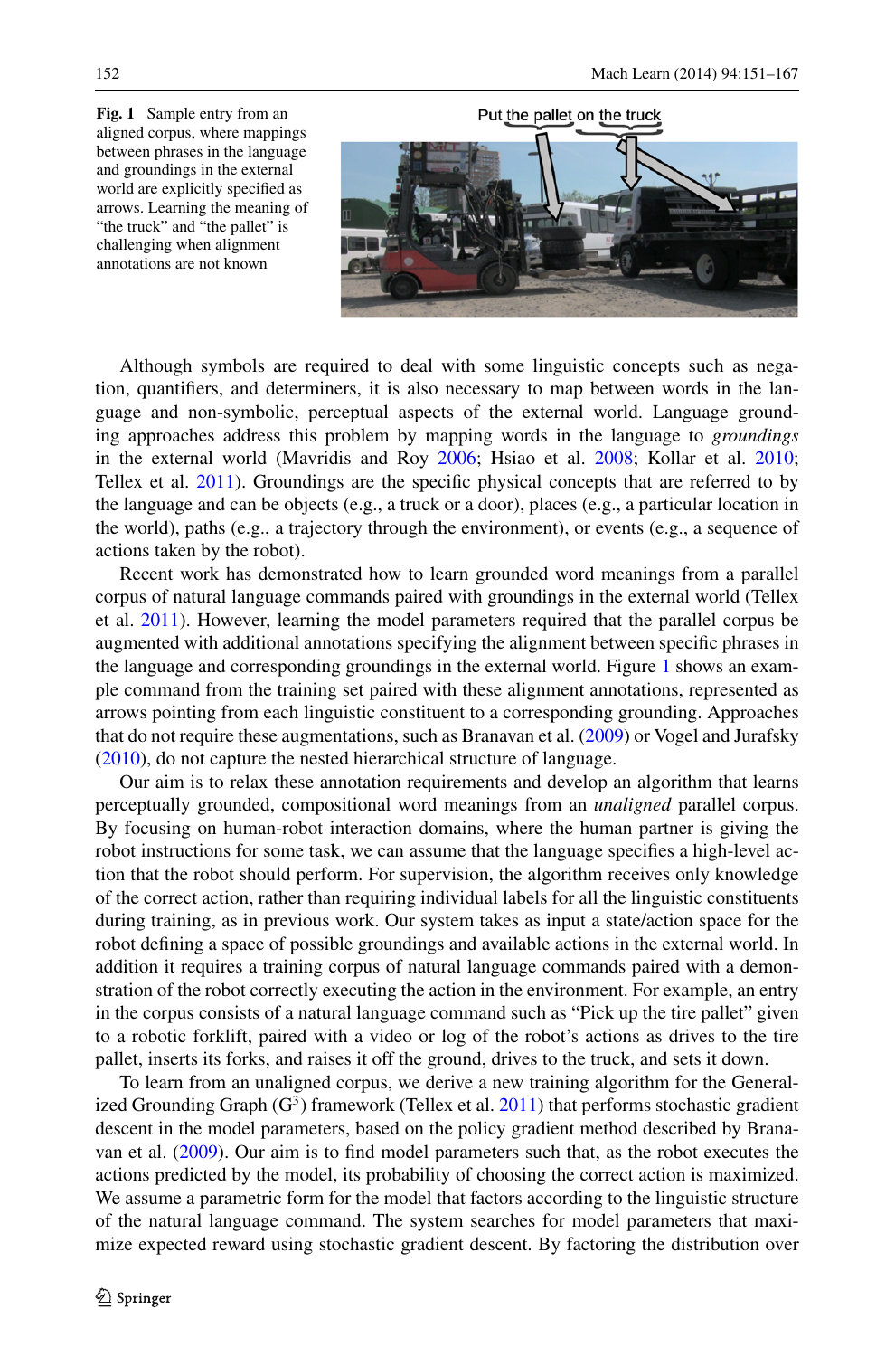**Fig. 1** Sample entry from an aligned corpus, where mappings between phrases in the language and groundings in the external world are explicitly specified as arrows. Learning the meaning of "the truck" and "the pallet" is challenging when alignment annotations are not known

Although symbols are required to deal with some linguistic concepts such as negation, quantifiers, and determiners, it is also necessary to map between words in the language and non-symbolic, perceptual aspects of the external world. Language grounding approaches address this problem by mapping words in the language to *groundings* in the external world (Mavridis and Roy 2006; Hsiao et al. 2008; Kollar et al. 2010; Tellex et al. 2011). Groundings are the specific physical concepts that are referred to by the language and can be objects (e.g., a truck or a door), places (e.g., a particular location in the world), paths (e.g., a trajectory through the environment), or events (e.g., a sequence of actions taken by the robot).

Recent work has demonstrated how to learn grounded word meanings from a parallel corpus of natural language commands paired with groundings in the external world (Tellex et al. 2011). However, learning the model parameters required that the parallel corpus be augmented with additional annotations specifying the alignment between specific phrases in the language and corresponding groundings in the external world. Figure 1 shows an example command from the training set paired with these alignment annotations, represented as arrows pointing from each linguistic constituent to a corresponding grounding. Approaches that do not require these augmentations, such as Branavan et al. (2009) or Vogel and Jurafsky (2010), do not capture the nested hierarchical structure of language.

Our aim is to relax these annotation requirements and develop an algorithm that learns perceptually grounded, compositional word meanings from an *unaligned* parallel corpus. By focusing on human-robot interaction domains, where the human partner is giving the robot instructions for some task, we can assume that the language specifies a high-level action that the robot should perform. For supervision, the algorithm receives only knowledge of the correct action, rather than requiring individual labels for all the linguistic constituents during training, as in previous work. Our system takes as input a state/action space for the robot defining a space of possible groundings and available actions in the external world. In addition it requires a training corpus of natural language commands paired with a demonstration of the robot correctly executing the action in the environment. For example, an entry in the corpus consists of a natural language command such as "Pick up the tire pallet" given to a robotic forklift, paired with a video or log of the robot's actions as drives to the tire pallet, inserts its forks, and raises it off the ground, drives to the truck, and sets it down.

To learn from an unaligned corpus, we derive a new training algorithm for the Generalized Grounding Graph ($G^3$) framework (Tellex et al. 2011) that performs stochastic gradient descent in the model parameters, based on the policy gradient method described by Branavan et al. (2009). Our aim is to find model parameters such that, as the robot executes the actions predicted by the model, its probability of choosing the correct action is maximized. We assume a parametric form for the model that factors according to the linguistic structure of the natural language command. The system searches for model parameters that maximize expected reward using stochastic gradient descent. By factoring the distribution over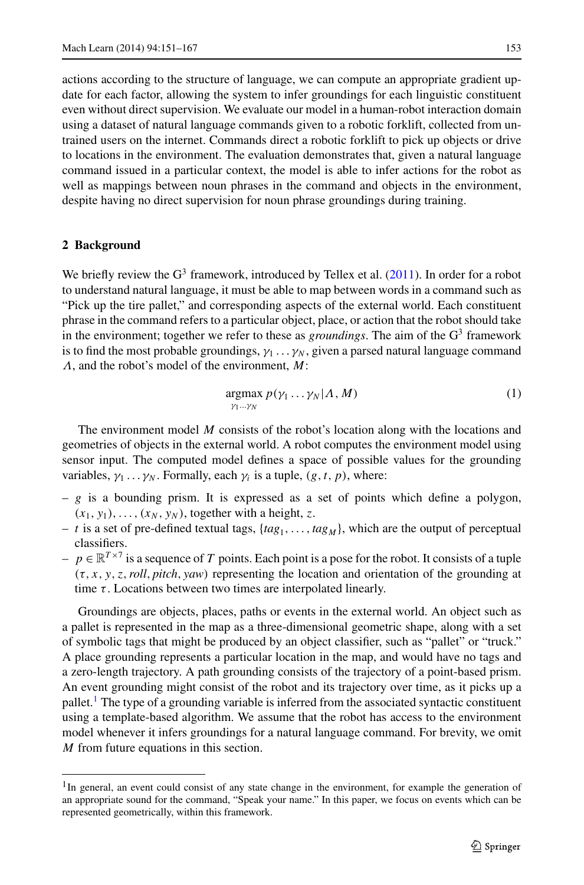actions according to the structure of language, we can compute an appropriate gradient update for each factor, allowing the system to infer groundings for each linguistic constituent even without direct supervision. We evaluate our model in a human-robot interaction domain using a dataset of natural language commands given to a robotic forklift, collected from untrained users on the internet. Commands direct a robotic forklift to pick up objects or drive to locations in the environment. The evaluation demonstrates that, given a natural language command issued in a particular context, the model is able to infer actions for the robot as well as mappings between noun phrases in the command and objects in the environment, despite having no direct supervision for noun phrase groundings during training.

## 2 Background

We briefly review the $G^3$ framework, introduced by Tellex et al. (2011). In order for a robot to understand natural language, it must be able to map between words in a command such as "Pick up the tire pallet," and corresponding aspects of the external world. Each constituent phrase in the command refers to a particular object, place, or action that the robot should take in the environment; together we refer to these as *groundings*. The aim of the $G^3$ framework is to find the most probable groundings, $\gamma_1 \dots \gamma_N$, given a parsed natural language command $\Lambda$, and the robot's model of the environment, $M$:

$$\underset{\gamma_1 \cdots \gamma_N}{\operatorname{argmax}}\ p(\gamma_1 \dots \gamma_N | \Lambda, M) \tag{1}$$

The environment model $M$ consists of the robot's location along with the locations and geometries of objects in the external world. A robot computes the environment model using sensor input. The computed model defines a space of possible values for the grounding variables, $\gamma_1 \dots \gamma_N$. Formally, each $\gamma_i$ is a tuple, $(g, t, p)$, where:

- $g$ is a bounding prism. It is expressed as a set of points which define a polygon, $(x_1, y_1), \dots, (x_N, y_N)$, together with a height, $z$.
- $t$ is a set of pre-defined textual tags, $\{tag_1, \dots, tag_M\}$, which are the output of perceptual classifiers.
- $p \in \mathbb{R}^{T \times 7}$ is a sequence of $T$ points. Each point is a pose for the robot. It consists of a tuple $(\tau, x, y, z, roll, pitch, yaw)$ representing the location and orientation of the grounding at time $\tau$. Locations between two times are interpolated linearly.

Groundings are objects, places, paths or events in the external world. An object such as a pallet is represented in the map as a three-dimensional geometric shape, along with a set of symbolic tags that might be produced by an object classifier, such as "pallet" or "truck." A place grounding represents a particular location in the map, and would have no tags and a zero-length trajectory. A path grounding consists of the trajectory of a point-based prism. An event grounding might consist of the robot and its trajectory over time, as it picks up a pallet.[1] The type of a grounding variable is inferred from the associated syntactic constituent using a template-based algorithm. We assume that the robot has access to the environment model whenever it infers groundings for a natural language command. For brevity, we omit $M$ from future equations in this section.

[1] In general, an event could consist of any state change in the environment, for example the generation of an appropriate sound for the command, "Speak your name." In this paper, we focus on events which can be represented geometrically, within this framework.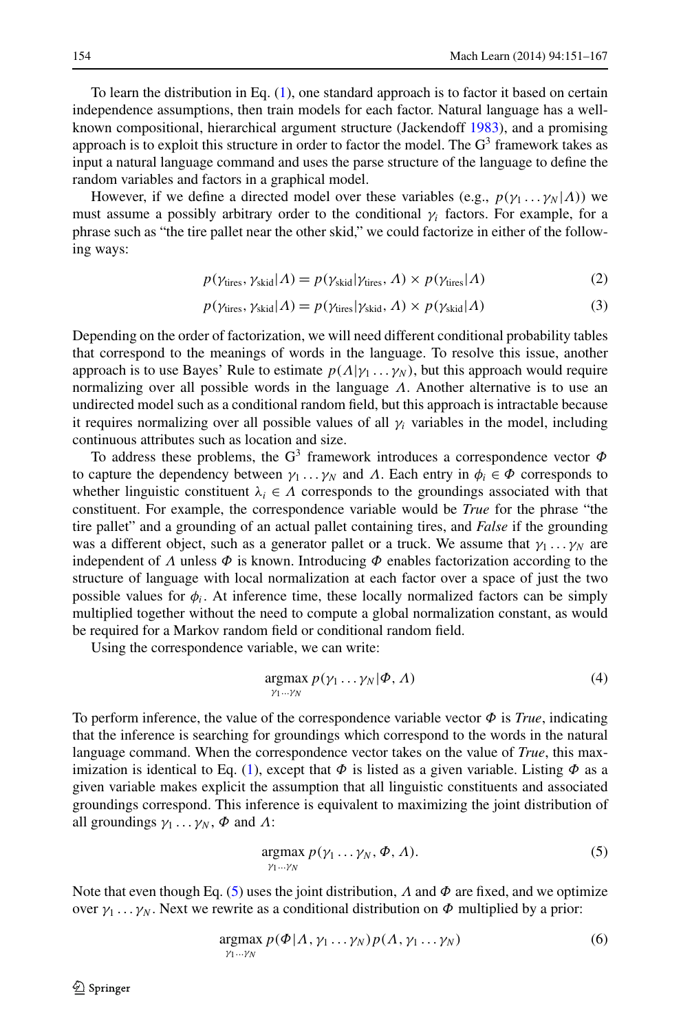To learn the distribution in Eq. (1), one standard approach is to factor it based on certain independence assumptions, then train models for each factor. Natural language has a well-known compositional, hierarchical argument structure (Jackendoff 1983), and a promising approach is to exploit this structure in order to factor the model. The $G^3$ framework takes as input a natural language command and uses the parse structure of the language to define the random variables and factors in a graphical model.

However, if we define a directed model over these variables (e.g., $p(\gamma_1 \dots \gamma_N|\Lambda)$) we must assume a possibly arbitrary order to the conditional $\gamma_i$ factors. For example, for a phrase such as "the tire pallet near the other skid," we could factorize in either of the following ways:

$$p(\gamma_{\text{tires}}, \gamma_{\text{skid}}|\Lambda) = p(\gamma_{\text{skid}}|\gamma_{\text{tires}}, \Lambda) \times p(\gamma_{\text{tires}}|\Lambda) \tag{2}$$

$$p(\gamma_{\text{tires}}, \gamma_{\text{skid}}|\Lambda) = p(\gamma_{\text{tires}}|\gamma_{\text{skid}}, \Lambda) \times p(\gamma_{\text{skid}}|\Lambda) \tag{3}$$

Depending on the order of factorization, we will need different conditional probability tables that correspond to the meanings of words in the language. To resolve this issue, another approach is to use Bayes' Rule to estimate $p(\Lambda|\gamma_1 \dots \gamma_N)$, but this approach would require normalizing over all possible words in the language $\Lambda$. Another alternative is to use an undirected model such as a conditional random field, but this approach is intractable because it requires normalizing over all possible values of all $\gamma_i$ variables in the model, including continuous attributes such as location and size.

To address these problems, the $G^3$ framework introduces a correspondence vector $\Phi$ to capture the dependency between $\gamma_1 \dots \gamma_N$ and $\Lambda$. Each entry in $\phi_i \in \Phi$ corresponds to whether linguistic constituent $\lambda_i \in \Lambda$ corresponds to the groundings associated with that constituent. For example, the correspondence variable would be *True* for the phrase "the tire pallet" and a grounding of an actual pallet containing tires, and *False* if the grounding was a different object, such as a generator pallet or a truck. We assume that $\gamma_1 \dots \gamma_N$ are independent of $\Lambda$ unless $\Phi$ is known. Introducing $\Phi$ enables factorization according to the structure of language with local normalization at each factor over a space of just the two possible values for $\phi_i$. At inference time, these locally normalized factors can be simply multiplied together without the need to compute a global normalization constant, as would be required for a Markov random field or conditional random field.

Using the correspondence variable, we can write:

$$\operatorname*{argmax}_{\gamma_1 \dots \gamma_N} p(\gamma_1 \dots \gamma_N|\Phi, \Lambda) \tag{4}$$

To perform inference, the value of the correspondence variable vector $\Phi$ is *True*, indicating that the inference is searching for groundings which correspond to the words in the natural language command. When the correspondence vector takes on the value of *True*, this maximization is identical to Eq. (1), except that $\Phi$ is listed as a given variable. Listing $\Phi$ as a given variable makes explicit the assumption that all linguistic constituents and associated groundings correspond. This inference is equivalent to maximizing the joint distribution of all groundings $\gamma_1 \dots \gamma_N$, $\Phi$ and $\Lambda$:

$$\operatorname*{argmax}_{\gamma_1 \dots \gamma_N} p(\gamma_1 \dots \gamma_N, \Phi, \Lambda). \tag{5}$$

Note that even though Eq. (5) uses the joint distribution, $\Lambda$ and $\Phi$ are fixed, and we optimize over $\gamma_1 \dots \gamma_N$. Next we rewrite as a conditional distribution on $\Phi$ multiplied by a prior:

$$\operatorname*{argmax}_{\gamma_1 \dots \gamma_N} p(\Phi|\Lambda, \gamma_1 \dots \gamma_N) p(\Lambda, \gamma_1 \dots \gamma_N) \tag{6}$$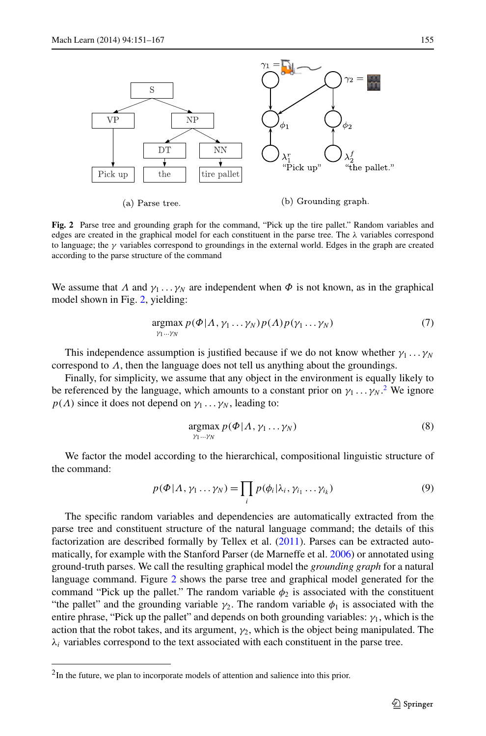(a) Parse tree.

(b) Grounding graph.

**Fig. 2** Parse tree and grounding graph for the command, "Pick up the tire pallet." Random variables and edges are created in the graphical model for each constituent in the parse tree. The $\lambda$ variables correspond to language; the $\gamma$ variables correspond to groundings in the external world. Edges in the graph are created according to the parse structure of the command

We assume that $\Lambda$ and $\gamma_1 \ldots \gamma_N$ are independent when $\Phi$ is not known, as in the graphical model shown in Fig. 2, yielding:

$$\underset{\gamma_1 \cdots \gamma_N}{\operatorname{argmax}}\, p(\Phi|\Lambda, \gamma_1 \ldots \gamma_N) p(\Lambda) p(\gamma_1 \ldots \gamma_N) \tag{7}$$

This independence assumption is justified because if we do not know whether $\gamma_1 \ldots \gamma_N$ correspond to $\Lambda$, then the language does not tell us anything about the groundings.

Finally, for simplicity, we assume that any object in the environment is equally likely to be referenced by the language, which amounts to a constant prior on $\gamma_1 \ldots \gamma_N$.[2] We ignore $p(\Lambda)$ since it does not depend on $\gamma_1 \ldots \gamma_N$, leading to:

$$\underset{\gamma_1 \cdots \gamma_N}{\operatorname{argmax}}\, p(\Phi|\Lambda, \gamma_1 \ldots \gamma_N) \tag{8}$$

We factor the model according to the hierarchical, compositional linguistic structure of the command:

$$p(\Phi|\Lambda, \gamma_1 \ldots \gamma_N) = \prod_i p(\phi_i|\lambda_i, \gamma_{i_1} \ldots \gamma_{i_k}) \tag{9}$$

The specific random variables and dependencies are automatically extracted from the parse tree and constituent structure of the natural language command; the details of this factorization are described formally by Tellex et al. (2011). Parses can be extracted automatically, for example with the Stanford Parser (de Marneffe et al. 2006) or annotated using ground-truth parses. We call the resulting graphical model the *grounding graph* for a natural language command. Figure 2 shows the parse tree and graphical model generated for the command "Pick up the pallet." The random variable $\phi_2$ is associated with the constituent "the pallet" and the grounding variable $\gamma_2$. The random variable $\phi_1$ is associated with the entire phrase, "Pick up the pallet" and depends on both grounding variables: $\gamma_1$, which is the action that the robot takes, and its argument, $\gamma_2$, which is the object being manipulated. The $\lambda_i$ variables correspond to the text associated with each constituent in the parse tree.

[2] In the future, we plan to incorporate models of attention and salience into this prior.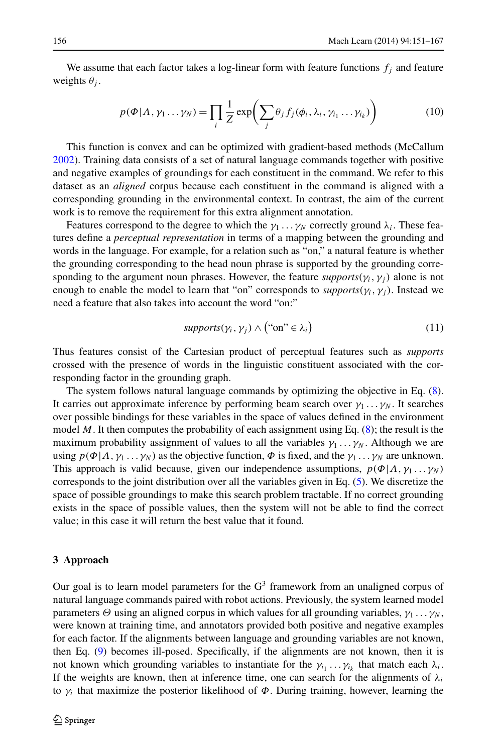We assume that each factor takes a log-linear form with feature functions $f_j$ and feature weights $\theta_j$.

$$p(\Phi|\Lambda, \gamma_1 \dots \gamma_N) = \prod_i \frac{1}{Z} \exp\bigg( \sum_j \theta_j f_j(\phi_i, \lambda_i, \gamma_{i_1} \dots \gamma_{i_k}) \bigg) \tag{10}$$

This function is convex and can be optimized with gradient-based methods (McCallum 2002). Training data consists of a set of natural language commands together with positive and negative examples of groundings for each constituent in the command. We refer to this dataset as an *aligned* corpus because each constituent in the command is aligned with a corresponding grounding in the environmental context. In contrast, the aim of the current work is to remove the requirement for this extra alignment annotation.

Features correspond to the degree to which the $\gamma_1 \dots \gamma_N$ correctly ground $\lambda_i$. These features define a *perceptual representation* in terms of a mapping between the grounding and words in the language. For example, for a relation such as "on," a natural feature is whether the grounding corresponding to the head noun phrase is supported by the grounding corresponding to the argument noun phrases. However, the feature $supports(\gamma_i, \gamma_j)$ alone is not enough to enable the model to learn that "on" corresponds to $supports(\gamma_i, \gamma_j)$. Instead we need a feature that also takes into account the word "on:"

$$supports(\gamma_i, \gamma_j) \wedge (\text{"on"} \in \lambda_i) \tag{11}$$

Thus features consist of the Cartesian product of perceptual features such as *supports* crossed with the presence of words in the linguistic constituent associated with the corresponding factor in the grounding graph.

The system follows natural language commands by optimizing the objective in Eq. (8). It carries out approximate inference by performing beam search over $\gamma_1 \dots \gamma_N$. It searches over possible bindings for these variables in the space of values defined in the environment model $M$. It then computes the probability of each assignment using Eq. (8); the result is the maximum probability assignment of values to all the variables $\gamma_1 \dots \gamma_N$. Although we are using $p(\Phi|\Lambda, \gamma_1 \dots \gamma_N)$ as the objective function, $\Phi$ is fixed, and the $\gamma_1 \dots \gamma_N$ are unknown. This approach is valid because, given our independence assumptions, $p(\Phi|\Lambda, \gamma_1 \dots \gamma_N)$ corresponds to the joint distribution over all the variables given in Eq. (5). We discretize the space of possible groundings to make this search problem tractable. If no correct grounding exists in the space of possible values, then the system will not be able to find the correct value; in this case it will return the best value that it found.

## 3 Approach

Our goal is to learn model parameters for the $G^3$ framework from an unaligned corpus of natural language commands paired with robot actions. Previously, the system learned model parameters $\Theta$ using an aligned corpus in which values for all grounding variables, $\gamma_1 \dots \gamma_N$, were known at training time, and annotators provided both positive and negative examples for each factor. If the alignments between language and grounding variables are not known, then Eq. (9) becomes ill-posed. Specifically, if the alignments are not known, then it is not known which grounding variables to instantiate for the $\gamma_{i_1} \dots \gamma_{i_k}$ that match each $\lambda_i$. If the weights are known, then at inference time, one can search for the alignments of $\lambda_i$ to $\gamma_i$ that maximize the posterior likelihood of $\Phi$. During training, however, learning the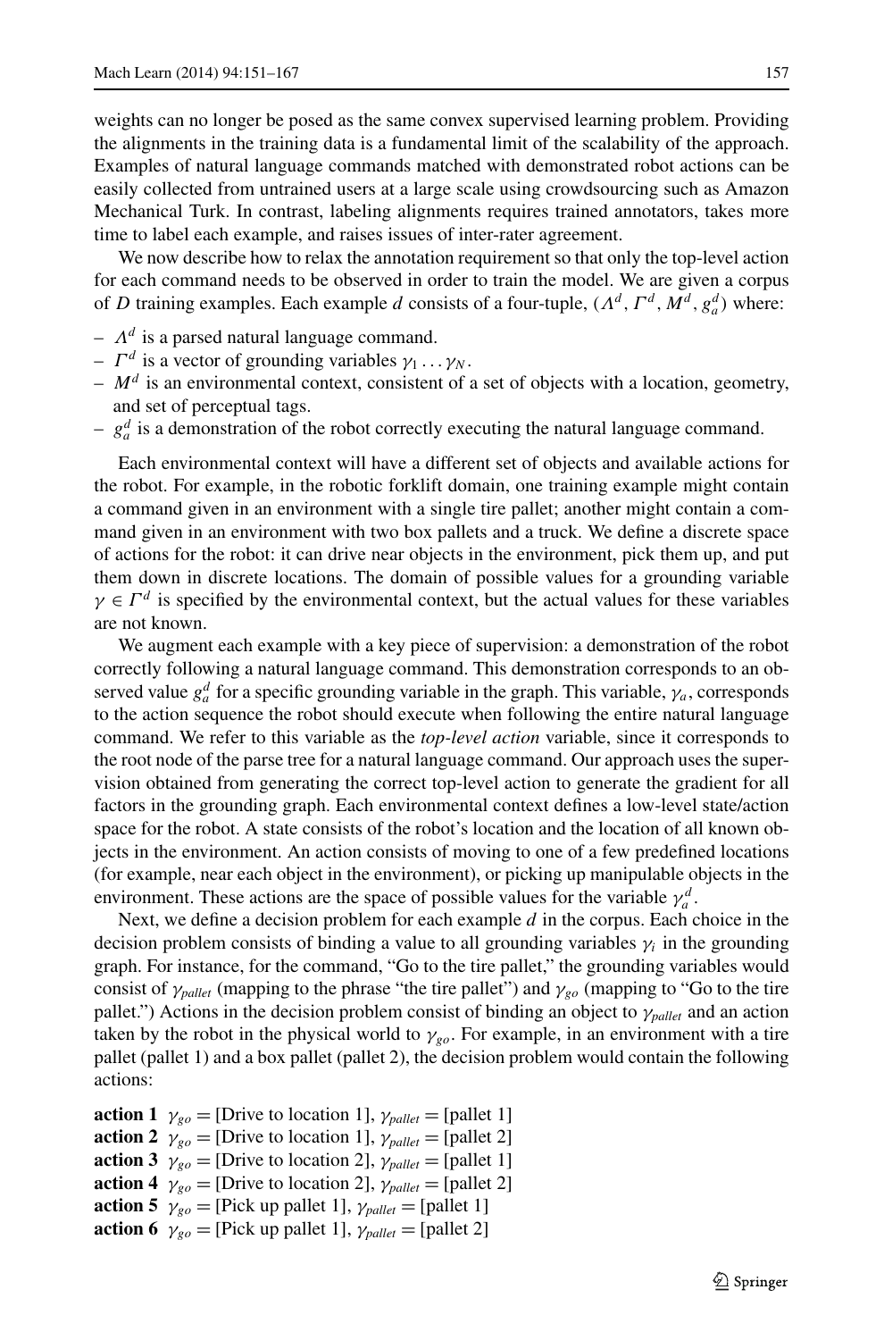weights can no longer be posed as the same convex supervised learning problem. Providing the alignments in the training data is a fundamental limit of the scalability of the approach. Examples of natural language commands matched with demonstrated robot actions can be easily collected from untrained users at a large scale using crowdsourcing such as Amazon Mechanical Turk. In contrast, labeling alignments requires trained annotators, takes more time to label each example, and raises issues of inter-rater agreement.

We now describe how to relax the annotation requirement so that only the top-level action for each command needs to be observed in order to train the model. We are given a corpus of $D$ training examples. Each example $d$ consists of a four-tuple, $(\Lambda^d, \Gamma^d, M^d, g_a^d)$ where:

- $\Lambda^d$ is a parsed natural language command.
- $\Gamma^d$ is a vector of grounding variables $\gamma_1 \dots \gamma_N$.
- $M^d$ is an environmental context, consistent of a set of objects with a location, geometry, and set of perceptual tags.
- $g_a^d$ is a demonstration of the robot correctly executing the natural language command.

Each environmental context will have a different set of objects and available actions for the robot. For example, in the robotic forklift domain, one training example might contain a command given in an environment with a single tire pallet; another might contain a command given in an environment with two box pallets and a truck. We define a discrete space of actions for the robot: it can drive near objects in the environment, pick them up, and put them down in discrete locations. The domain of possible values for a grounding variable $\gamma \in \Gamma^d$ is specified by the environmental context, but the actual values for these variables are not known.

We augment each example with a key piece of supervision: a demonstration of the robot correctly following a natural language command. This demonstration corresponds to an observed value $g_a^d$ for a specific grounding variable in the graph. This variable, $\gamma_a$, corresponds to the action sequence the robot should execute when following the entire natural language command. We refer to this variable as the *top-level action* variable, since it corresponds to the root node of the parse tree for a natural language command. Our approach uses the supervision obtained from generating the correct top-level action to generate the gradient for all factors in the grounding graph. Each environmental context defines a low-level state/action space for the robot. A state consists of the robot's location and the location of all known objects in the environment. An action consists of moving to one of a few predefined locations (for example, near each object in the environment), or picking up manipulable objects in the environment. These actions are the space of possible values for the variable $\gamma_a^d$.

Next, we define a decision problem for each example $d$ in the corpus. Each choice in the decision problem consists of binding a value to all grounding variables $\gamma_i$ in the grounding graph. For instance, for the command, "Go to the tire pallet," the grounding variables would consist of $\gamma_{pallet}$ (mapping to the phrase "the tire pallet") and $\gamma_{go}$ (mapping to "Go to the tire pallet.") Actions in the decision problem consist of binding an object to $\gamma_{pallet}$ and an action taken by the robot in the physical world to $\gamma_{go}$. For example, in an environment with a tire pallet (pallet 1) and a box pallet (pallet 2), the decision problem would contain the following actions:

**action 1** $\gamma_{go}$ = [Drive to location 1], $\gamma_{pallet}$ = [pallet 1]
**action 2** $\gamma_{go}$ = [Drive to location 1], $\gamma_{pallet}$ = [pallet 2]
**action 3** $\gamma_{go}$ = [Drive to location 2], $\gamma_{pallet}$ = [pallet 1]
**action 4** $\gamma_{go}$ = [Drive to location 2], $\gamma_{pallet}$ = [pallet 2]
**action 5** $\gamma_{go}$ = [Pick up pallet 1], $\gamma_{pallet}$ = [pallet 1]
**action 6** $\gamma_{go}$ = [Pick up pallet 1], $\gamma_{pallet}$ = [pallet 2]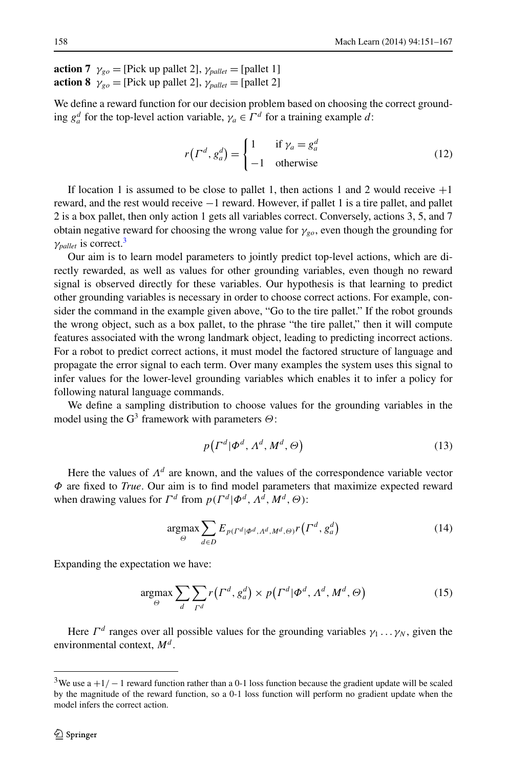**action 7** $\gamma_{go}$ = [Pick up pallet 2], $\gamma_{pallet}$ = [pallet 1]
**action 8** $\gamma_{go}$ = [Pick up pallet 2], $\gamma_{pallet}$ = [pallet 2]

We define a reward function for our decision problem based on choosing the correct grounding $g_a^d$ for the top-level action variable, $\gamma_a \in \Gamma^d$ for a training example $d$:

$$r\left(\Gamma^d, g_a^d\right) = \begin{cases} 1 & \text{if } \gamma_a = g_a^d \\ -1 & \text{otherwise} \end{cases} \tag{12}$$

If location 1 is assumed to be close to pallet 1, then actions 1 and 2 would receive $+1$ reward, and the rest would receive $-1$ reward. However, if pallet 1 is a tire pallet, and pallet 2 is a box pallet, then only action 1 gets all variables correct. Conversely, actions 3, 5, and 7 obtain negative reward for choosing the wrong value for $\gamma_{go}$, even though the grounding for $\gamma_{pallet}$ is correct.[3]

Our aim is to learn model parameters to jointly predict top-level actions, which are directly rewarded, as well as values for other grounding variables, even though no reward signal is observed directly for these variables. Our hypothesis is that learning to predict other grounding variables is necessary in order to choose correct actions. For example, consider the command in the example given above, "Go to the tire pallet." If the robot grounds the wrong object, such as a box pallet, to the phrase "the tire pallet," then it will compute features associated with the wrong landmark object, leading to predicting incorrect actions. For a robot to predict correct actions, it must model the factored structure of language and propagate the error signal to each term. Over many examples the system uses this signal to infer values for the lower-level grounding variables which enables it to infer a policy for following natural language commands.

We define a sampling distribution to choose values for the grounding variables in the model using the G$^3$ framework with parameters $\Theta$:

$$p\left(\Gamma^d | \Phi^d, \Lambda^d, M^d, \Theta\right) \tag{13}$$

Here the values of $\Lambda^d$ are known, and the values of the correspondence variable vector $\Phi$ are fixed to *True*. Our aim is to find model parameters that maximize expected reward when drawing values for $\Gamma^d$ from $p(\Gamma^d | \Phi^d, \Lambda^d, M^d, \Theta)$:

$$\operatorname*{argmax}_{\Theta} \sum_{d \in D} E_{p(\Gamma^d | \Phi^d, \Lambda^d, M^d, \Theta)} r\left(\Gamma^d, g_a^d\right) \tag{14}$$

Expanding the expectation we have:

$$\operatorname*{argmax}_{\Theta} \sum_{d} \sum_{\Gamma^d} r\left(\Gamma^d, g_a^d\right) \times p\left(\Gamma^d | \Phi^d, \Lambda^d, M^d, \Theta\right) \tag{15}$$

Here $\Gamma^d$ ranges over all possible values for the grounding variables $\gamma_1 \dots \gamma_N$, given the environmental context, $M^d$.

[3] We use a $+1/-1$ reward function rather than a 0-1 loss function because the gradient update will be scaled by the magnitude of the reward function, so a 0-1 loss function will perform no gradient update when the model infers the correct action.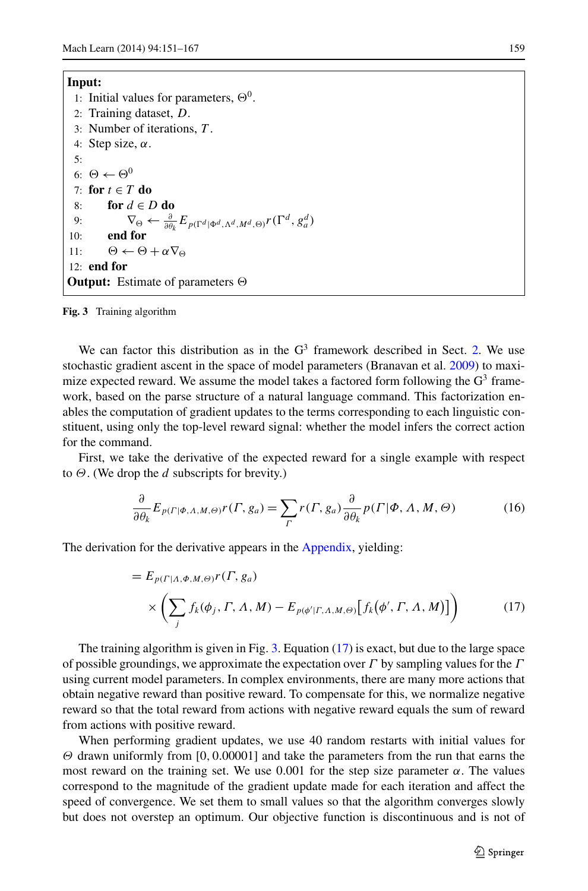**Input:**

1: Initial values for parameters, $\Theta^0$.
2: Training dataset, $D$.
3: Number of iterations, $T$.
4: Step size, $\alpha$.
5:
6: $\Theta \leftarrow \Theta^0$
7: **for** $t \in T$ **do**
8: &nbsp;&nbsp;&nbsp;&nbsp;**for** $d \in D$ **do**
9: &nbsp;&nbsp;&nbsp;&nbsp;&nbsp;&nbsp;&nbsp;&nbsp;$\nabla_\Theta \leftarrow \frac{\partial}{\partial \theta_k} E_{p(\Gamma^d|\Phi^d,\Lambda^d,M^d,\Theta)} r(\Gamma^d, g_a^d)$
10: &nbsp;&nbsp;&nbsp;&nbsp;**end for**
11: &nbsp;&nbsp;&nbsp;&nbsp;$\Theta \leftarrow \Theta + \alpha \nabla_\Theta$
12: **end for**

**Output:** Estimate of parameters $\Theta$

**Fig. 3** Training algorithm

We can factor this distribution as in the $G^3$ framework described in Sect. 2. We use stochastic gradient ascent in the space of model parameters (Branavan et al. 2009) to maximize expected reward. We assume the model takes a factored form following the $G^3$ framework, based on the parse structure of a natural language command. This factorization enables the computation of gradient updates to the terms corresponding to each linguistic constituent, using only the top-level reward signal: whether the model infers the correct action for the command.

First, we take the derivative of the expected reward for a single example with respect to $\Theta$. (We drop the $d$ subscripts for brevity.)

$$\frac{\partial}{\partial \theta_k} E_{p(\Gamma|\Phi,\Lambda,M,\Theta)} r(\Gamma, g_a) = \sum_{\Gamma} r(\Gamma, g_a) \frac{\partial}{\partial \theta_k} p(\Gamma|\Phi, \Lambda, M, \Theta) \tag{16}$$

The derivation for the derivative appears in the Appendix, yielding:

$$\begin{aligned} &= E_{p(\Gamma|\Lambda,\Phi,M,\Theta)} r(\Gamma, g_a) \\ &\quad \times \left( \sum_j f_k(\phi_j, \Gamma, \Lambda, M) - E_{p(\phi'|\Gamma,\Lambda,M,\Theta)} \big[ f_k\big(\phi', \Gamma, \Lambda, M\big) \big] \right) \end{aligned} \tag{17}$$

The training algorithm is given in Fig. 3. Equation (17) is exact, but due to the large space of possible groundings, we approximate the expectation over $\Gamma$ by sampling values for the $\Gamma$ using current model parameters. In complex environments, there are many more actions that obtain negative reward than positive reward. To compensate for this, we normalize negative reward so that the total reward from actions with negative reward equals the sum of reward from actions with positive reward.

When performing gradient updates, we use 40 random restarts with initial values for $\Theta$ drawn uniformly from $[0, 0.00001]$ and take the parameters from the run that earns the most reward on the training set. We use 0.001 for the step size parameter $\alpha$. The values correspond to the magnitude of the gradient update made for each iteration and affect the speed of convergence. We set them to small values so that the algorithm converges slowly but does not overstep an optimum. Our objective function is discontinuous and is not of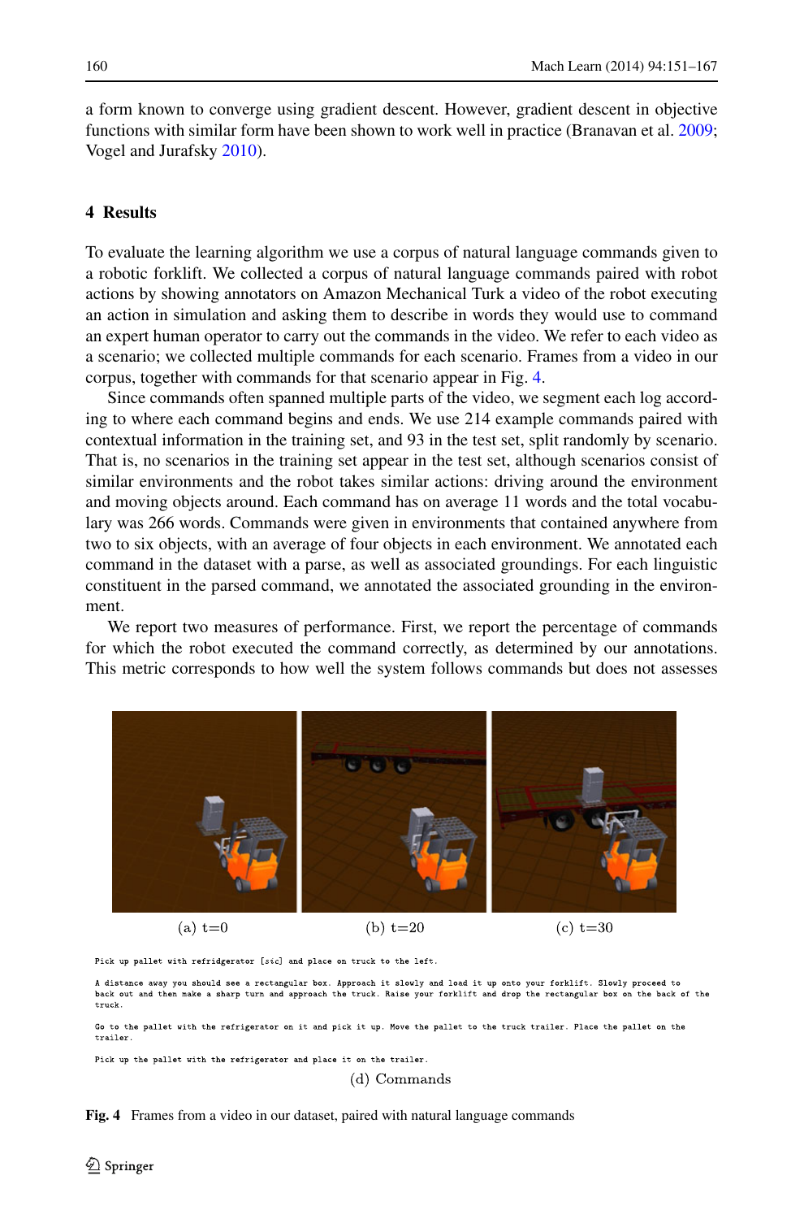a form known to converge using gradient descent. However, gradient descent in objective functions with similar form have been shown to work well in practice (Branavan et al. 2009; Vogel and Jurafsky 2010).

## 4 Results

To evaluate the learning algorithm we use a corpus of natural language commands given to a robotic forklift. We collected a corpus of natural language commands paired with robot actions by showing annotators on Amazon Mechanical Turk a video of the robot executing an action in simulation and asking them to describe in words they would use to command an expert human operator to carry out the commands in the video. We refer to each video as a scenario; we collected multiple commands for each scenario. Frames from a video in our corpus, together with commands for that scenario appear in Fig. 4.

Since commands often spanned multiple parts of the video, we segment each log according to where each command begins and ends. We use 214 example commands paired with contextual information in the training set, and 93 in the test set, split randomly by scenario. That is, no scenarios in the training set appear in the test set, although scenarios consist of similar environments and the robot takes similar actions: driving around the environment and moving objects around. Each command has on average 11 words and the total vocabulary was 266 words. Commands were given in environments that contained anywhere from two to six objects, with an average of four objects in each environment. We annotated each command in the dataset with a parse, as well as associated groundings. For each linguistic constituent in the parsed command, we annotated the associated grounding in the environment.

We report two measures of performance. First, we report the percentage of commands for which the robot executed the command correctly, as determined by our annotations. This metric corresponds to how well the system follows commands but does not assesses

(a) t=0 (b) t=20 (c) t=30

```
Pick up pallet with refridgerator [sic] and place on truck to the left.

A distance away you should see a rectangular box. Approach it slowly and load it up onto your forklift. Slowly proceed to back out and then make a sharp turn and approach the truck. Raise your forklift and drop the rectangular box on the back of the truck.

Go to the pallet with the refrigerator on it and pick it up. Move the pallet to the truck trailer. Place the pallet on the trailer.

Pick up the pallet with the refrigerator and place it on the trailer.
```

(d) Commands

**Fig. 4** Frames from a video in our dataset, paired with natural language commands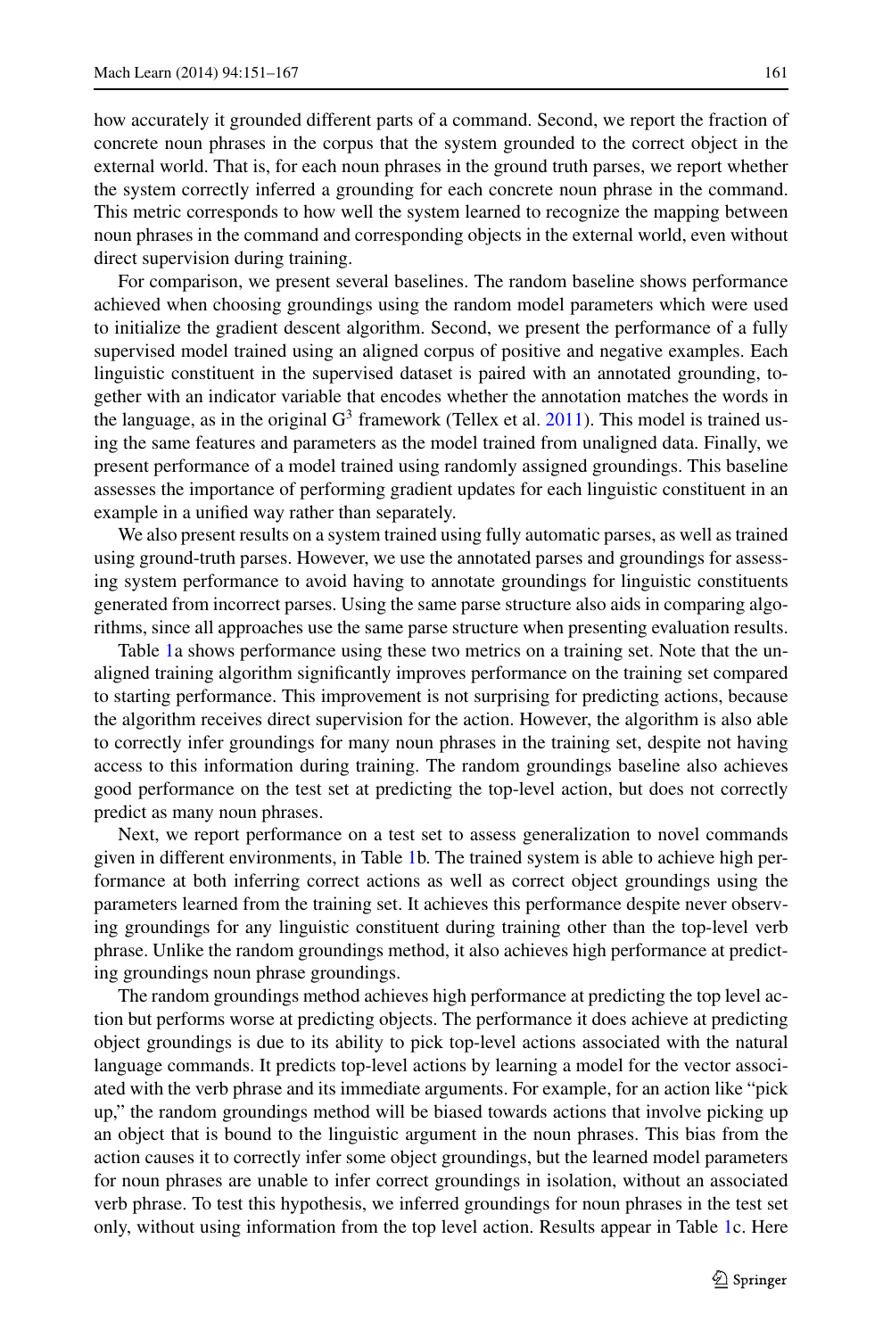how accurately it grounded different parts of a command. Second, we report the fraction of concrete noun phrases in the corpus that the system grounded to the correct object in the external world. That is, for each noun phrases in the ground truth parses, we report whether the system correctly inferred a grounding for each concrete noun phrase in the command. This metric corresponds to how well the system learned to recognize the mapping between noun phrases in the command and corresponding objects in the external world, even without direct supervision during training.

For comparison, we present several baselines. The random baseline shows performance achieved when choosing groundings using the random model parameters which were used to initialize the gradient descent algorithm. Second, we present the performance of a fully supervised model trained using an aligned corpus of positive and negative examples. Each linguistic constituent in the supervised dataset is paired with an annotated grounding, together with an indicator variable that encodes whether the annotation matches the words in the language, as in the original $G^3$ framework (Tellex et al. 2011). This model is trained using the same features and parameters as the model trained from unaligned data. Finally, we present performance of a model trained using randomly assigned groundings. This baseline assesses the importance of performing gradient updates for each linguistic constituent in an example in a unified way rather than separately.

We also present results on a system trained using fully automatic parses, as well as trained using ground-truth parses. However, we use the annotated parses and groundings for assessing system performance to avoid having to annotate groundings for linguistic constituents generated from incorrect parses. Using the same parse structure also aids in comparing algorithms, since all approaches use the same parse structure when presenting evaluation results.

Table 1a shows performance using these two metrics on a training set. Note that the unaligned training algorithm significantly improves performance on the training set compared to starting performance. This improvement is not surprising for predicting actions, because the algorithm receives direct supervision for the action. However, the algorithm is also able to correctly infer groundings for many noun phrases in the training set, despite not having access to this information during training. The random groundings baseline also achieves good performance on the test set at predicting the top-level action, but does not correctly predict as many noun phrases.

Next, we report performance on a test set to assess generalization to novel commands given in different environments, in Table 1b. The trained system is able to achieve high performance at both inferring correct actions as well as correct object groundings using the parameters learned from the training set. It achieves this performance despite never observing groundings for any linguistic constituent during training other than the top-level verb phrase. Unlike the random groundings method, it also achieves high performance at predicting groundings noun phrase groundings.

The random groundings method achieves high performance at predicting the top level action but performs worse at predicting objects. The performance it does achieve at predicting object groundings is due to its ability to pick top-level actions associated with the natural language commands. It predicts top-level actions by learning a model for the vector associated with the verb phrase and its immediate arguments. For example, for an action like "pick up," the random groundings method will be biased towards actions that involve picking up an object that is bound to the linguistic argument in the noun phrases. This bias from the action causes it to correctly infer some object groundings, but the learned model parameters for noun phrases are unable to infer correct groundings in isolation, without an associated verb phrase. To test this hypothesis, we inferred groundings for noun phrases in the test set only, without using information from the top level action. Results appear in Table 1c. Here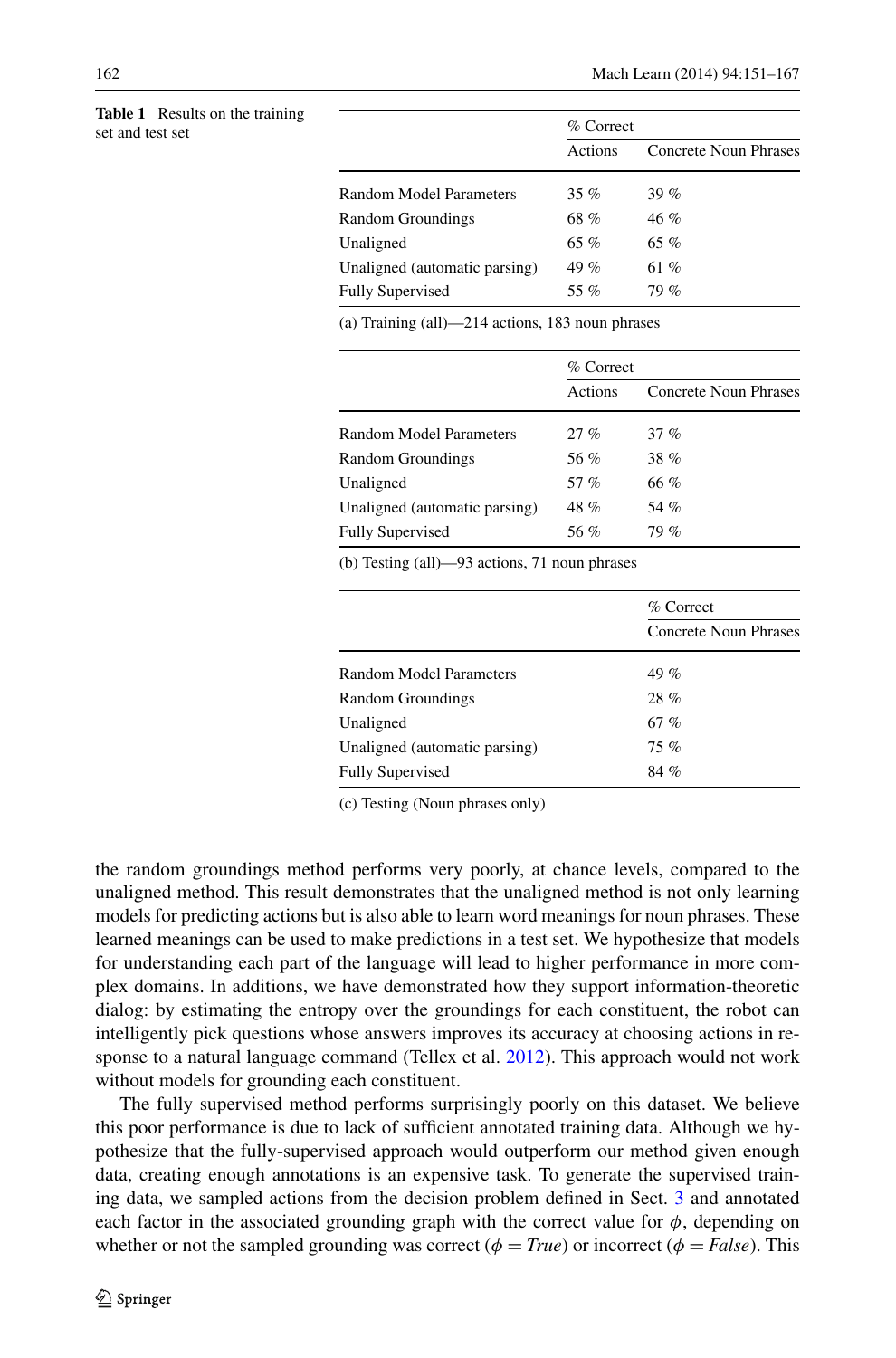**Table 1** Results on the training set and test set

| | % Correct | |
|---|---|---|
| | Actions | Concrete Noun Phrases |
| Random Model Parameters | 35 % | 39 % |
| Random Groundings | 68 % | 46 % |
| Unaligned | 65 % | 65 % |
| Unaligned (automatic parsing) | 49 % | 61 % |
| Fully Supervised | 55 % | 79 % |

(a) Training (all)—214 actions, 183 noun phrases

| | % Correct | |
|---|---|---|
| | Actions | Concrete Noun Phrases |
| Random Model Parameters | 27 % | 37 % |
| Random Groundings | 56 % | 38 % |
| Unaligned | 57 % | 66 % |
| Unaligned (automatic parsing) | 48 % | 54 % |
| Fully Supervised | 56 % | 79 % |

(b) Testing (all)—93 actions, 71 noun phrases

| | % Correct |
|---|---|
| | Concrete Noun Phrases |
| Random Model Parameters | 49 % |
| Random Groundings | 28 % |
| Unaligned | 67 % |
| Unaligned (automatic parsing) | 75 % |
| Fully Supervised | 84 % |

(c) Testing (Noun phrases only)

the random groundings method performs very poorly, at chance levels, compared to the unaligned method. This result demonstrates that the unaligned method is not only learning models for predicting actions but is also able to learn word meanings for noun phrases. These learned meanings can be used to make predictions in a test set. We hypothesize that models for understanding each part of the language will lead to higher performance in more complex domains. In additions, we have demonstrated how they support information-theoretic dialog: by estimating the entropy over the groundings for each constituent, the robot can intelligently pick questions whose answers improves its accuracy at choosing actions in response to a natural language command (Tellex et al. 2012). This approach would not work without models for grounding each constituent.

The fully supervised method performs surprisingly poorly on this dataset. We believe this poor performance is due to lack of sufficient annotated training data. Although we hypothesize that the fully-supervised approach would outperform our method given enough data, creating enough annotations is an expensive task. To generate the supervised training data, we sampled actions from the decision problem defined in Sect. 3 and annotated each factor in the associated grounding graph with the correct value for $\phi$, depending on whether or not the sampled grounding was correct ($\phi = True$) or incorrect ($\phi = False$). This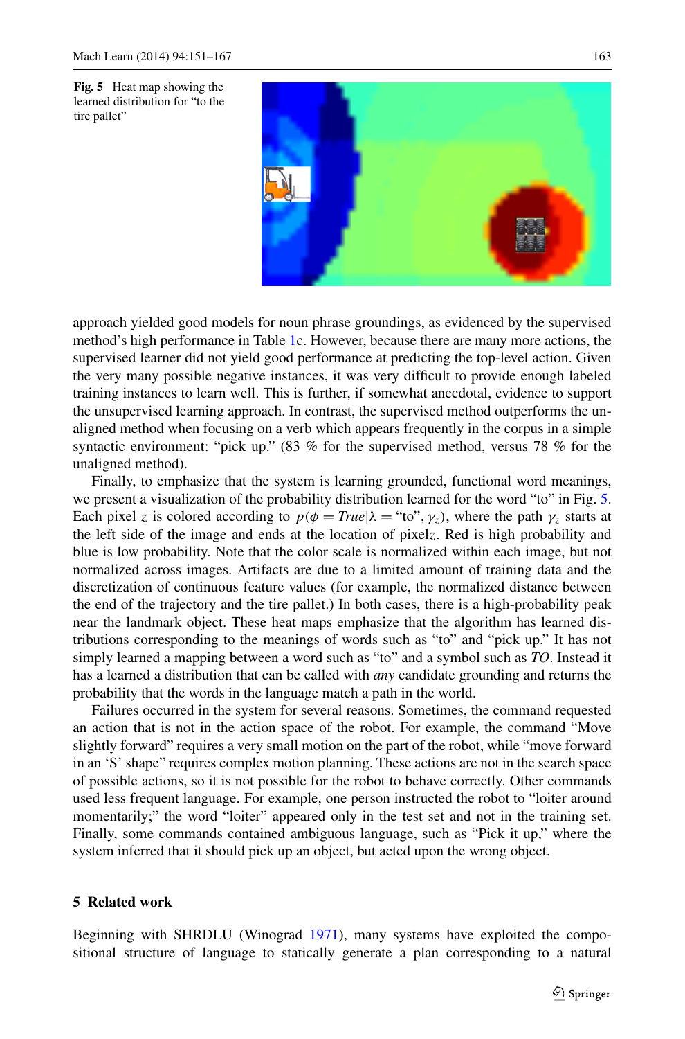**Fig. 5** Heat map showing the learned distribution for "to the tire pallet"

approach yielded good models for noun phrase groundings, as evidenced by the supervised method's high performance in Table 1c. However, because there are many more actions, the supervised learner did not yield good performance at predicting the top-level action. Given the very many possible negative instances, it was very difficult to provide enough labeled training instances to learn well. This is further, if somewhat anecdotal, evidence to support the unsupervised learning approach. In contrast, the supervised method outperforms the unaligned method when focusing on a verb which appears frequently in the corpus in a simple syntactic environment: "pick up." (83 % for the supervised method, versus 78 % for the unaligned method).

Finally, to emphasize that the system is learning grounded, functional word meanings, we present a visualization of the probability distribution learned for the word "to" in Fig. 5. Each pixel $z$ is colored according to $p(\phi = \mathit{True} | \lambda = \text{"to"}, \gamma_z)$, where the path $\gamma_z$ starts at the left side of the image and ends at the location of pixel$z$. Red is high probability and blue is low probability. Note that the color scale is normalized within each image, but not normalized across images. Artifacts are due to a limited amount of training data and the discretization of continuous feature values (for example, the normalized distance between the end of the trajectory and the tire pallet.) In both cases, there is a high-probability peak near the landmark object. These heat maps emphasize that the algorithm has learned distributions corresponding to the meanings of words such as "to" and "pick up." It has not simply learned a mapping between a word such as "to" and a symbol such as *TO*. Instead it has a learned a distribution that can be called with *any* candidate grounding and returns the probability that the words in the language match a path in the world.

Failures occurred in the system for several reasons. Sometimes, the command requested an action that is not in the action space of the robot. For example, the command "Move slightly forward" requires a very small motion on the part of the robot, while "move forward in an 'S' shape" requires complex motion planning. These actions are not in the search space of possible actions, so it is not possible for the robot to behave correctly. Other commands used less frequent language. For example, one person instructed the robot to "loiter around momentarily;" the word "loiter" appeared only in the test set and not in the training set. Finally, some commands contained ambiguous language, such as "Pick it up," where the system inferred that it should pick up an object, but acted upon the wrong object.

## 5 Related work

Beginning with SHRDLU (Winograd 1971), many systems have exploited the compositional structure of language to statically generate a plan corresponding to a natural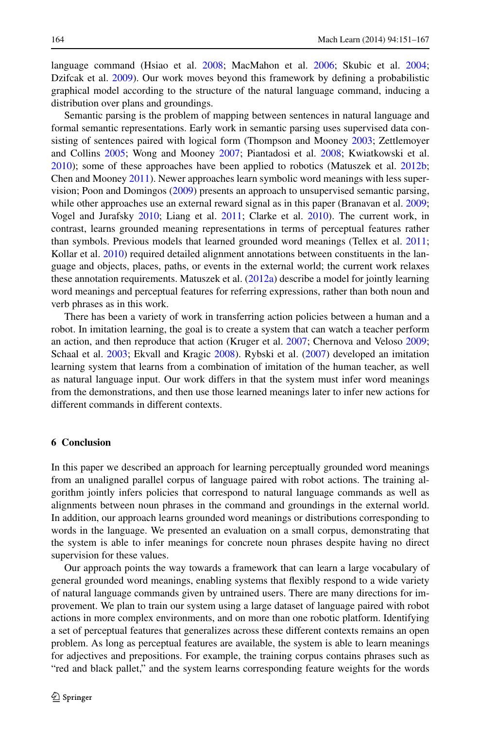language command (Hsiao et al. 2008; MacMahon et al. 2006; Skubic et al. 2004; Dzifcak et al. 2009). Our work moves beyond this framework by defining a probabilistic graphical model according to the structure of the natural language command, inducing a distribution over plans and groundings.

Semantic parsing is the problem of mapping between sentences in natural language and formal semantic representations. Early work in semantic parsing uses supervised data consisting of sentences paired with logical form (Thompson and Mooney 2003; Zettlemoyer and Collins 2005; Wong and Mooney 2007; Piantadosi et al. 2008; Kwiatkowski et al. 2010); some of these approaches have been applied to robotics (Matuszek et al. 2012b; Chen and Mooney 2011). Newer approaches learn symbolic word meanings with less supervision; Poon and Domingos (2009) presents an approach to unsupervised semantic parsing, while other approaches use an external reward signal as in this paper (Branavan et al. 2009; Vogel and Jurafsky 2010; Liang et al. 2011; Clarke et al. 2010). The current work, in contrast, learns grounded meaning representations in terms of perceptual features rather than symbols. Previous models that learned grounded word meanings (Tellex et al. 2011; Kollar et al. 2010) required detailed alignment annotations between constituents in the language and objects, places, paths, or events in the external world; the current work relaxes these annotation requirements. Matuszek et al. (2012a) describe a model for jointly learning word meanings and perceptual features for referring expressions, rather than both noun and verb phrases as in this work.

There has been a variety of work in transferring action policies between a human and a robot. In imitation learning, the goal is to create a system that can watch a teacher perform an action, and then reproduce that action (Kruger et al. 2007; Chernova and Veloso 2009; Schaal et al. 2003; Ekvall and Kragic 2008). Rybski et al. (2007) developed an imitation learning system that learns from a combination of imitation of the human teacher, as well as natural language input. Our work differs in that the system must infer word meanings from the demonstrations, and then use those learned meanings later to infer new actions for different commands in different contexts.

## 6 Conclusion

In this paper we described an approach for learning perceptually grounded word meanings from an unaligned parallel corpus of language paired with robot actions. The training algorithm jointly infers policies that correspond to natural language commands as well as alignments between noun phrases in the command and groundings in the external world. In addition, our approach learns grounded word meanings or distributions corresponding to words in the language. We presented an evaluation on a small corpus, demonstrating that the system is able to infer meanings for concrete noun phrases despite having no direct supervision for these values.

Our approach points the way towards a framework that can learn a large vocabulary of general grounded word meanings, enabling systems that flexibly respond to a wide variety of natural language commands given by untrained users. There are many directions for improvement. We plan to train our system using a large dataset of language paired with robot actions in more complex environments, and on more than one robotic platform. Identifying a set of perceptual features that generalizes across these different contexts remains an open problem. As long as perceptual features are available, the system is able to learn meanings for adjectives and prepositions. For example, the training corpus contains phrases such as "red and black pallet," and the system learns corresponding feature weights for the words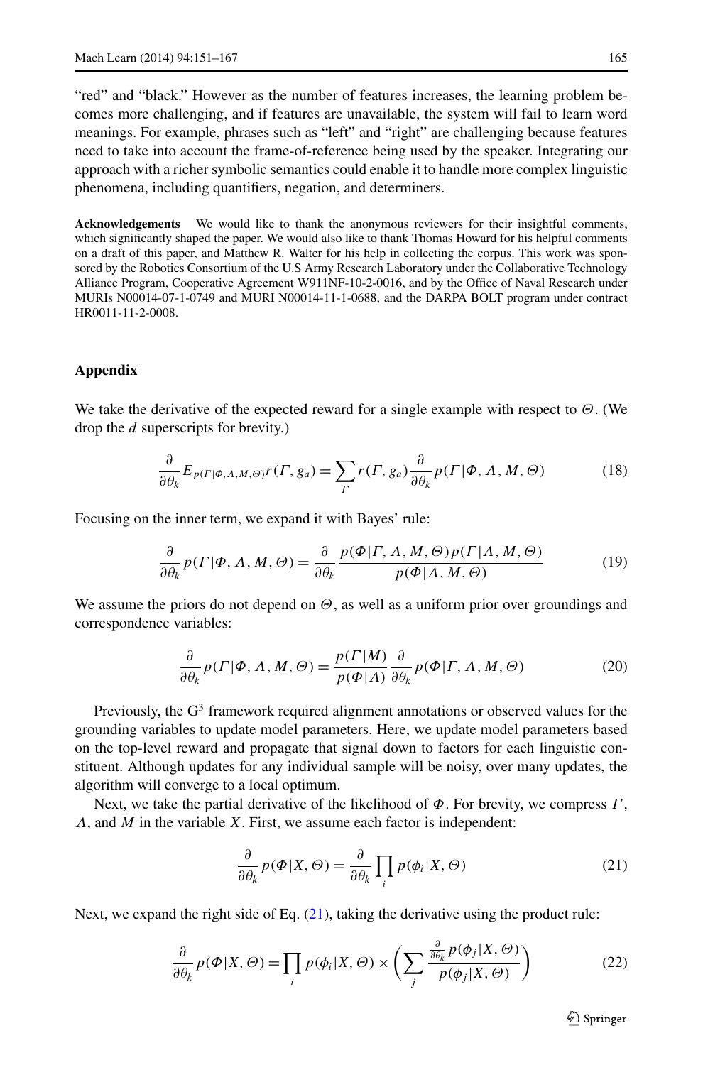"red" and "black." However as the number of features increases, the learning problem becomes more challenging, and if features are unavailable, the system will fail to learn word meanings. For example, phrases such as "left" and "right" are challenging because features need to take into account the frame-of-reference being used by the speaker. Integrating our approach with a richer symbolic semantics could enable it to handle more complex linguistic phenomena, including quantifiers, negation, and determiners.

**Acknowledgements** We would like to thank the anonymous reviewers for their insightful comments, which significantly shaped the paper. We would also like to thank Thomas Howard for his helpful comments on a draft of this paper, and Matthew R. Walter for his help in collecting the corpus. This work was sponsored by the Robotics Consortium of the U.S Army Research Laboratory under the Collaborative Technology Alliance Program, Cooperative Agreement W911NF-10-2-0016, and by the Office of Naval Research under MURIs N00014-07-1-0749 and MURI N00014-11-1-0688, and the DARPA BOLT program under contract HR0011-11-2-0008.

## Appendix

We take the derivative of the expected reward for a single example with respect to $\Theta$. (We drop the $d$ superscripts for brevity.)

$$\frac{\partial}{\partial \theta_k} E_{p(\Gamma|\Phi,\Lambda,M,\Theta)} r(\Gamma, g_a) = \sum_{\Gamma} r(\Gamma, g_a) \frac{\partial}{\partial \theta_k} p(\Gamma|\Phi, \Lambda, M, \Theta) \tag{18}$$

Focusing on the inner term, we expand it with Bayes' rule:

$$\frac{\partial}{\partial \theta_k} p(\Gamma|\Phi, \Lambda, M, \Theta) = \frac{\partial}{\partial \theta_k} \frac{p(\Phi|\Gamma, \Lambda, M, \Theta) p(\Gamma|\Lambda, M, \Theta)}{p(\Phi|\Lambda, M, \Theta)} \tag{19}$$

We assume the priors do not depend on $\Theta$, as well as a uniform prior over groundings and correspondence variables:

$$\frac{\partial}{\partial \theta_k} p(\Gamma|\Phi, \Lambda, M, \Theta) = \frac{p(\Gamma|M)}{p(\Phi|\Lambda)} \frac{\partial}{\partial \theta_k} p(\Phi|\Gamma, \Lambda, M, \Theta) \tag{20}$$

Previously, the $G^3$ framework required alignment annotations or observed values for the grounding variables to update model parameters. Here, we update model parameters based on the top-level reward and propagate that signal down to factors for each linguistic constituent. Although updates for any individual sample will be noisy, over many updates, the algorithm will converge to a local optimum.

Next, we take the partial derivative of the likelihood of $\Phi$. For brevity, we compress $\Gamma$, $\Lambda$, and $M$ in the variable $X$. First, we assume each factor is independent:

$$\frac{\partial}{\partial \theta_k} p(\Phi|X, \Theta) = \frac{\partial}{\partial \theta_k} \prod_i p(\phi_i|X, \Theta) \tag{21}$$

Next, we expand the right side of Eq. (21), taking the derivative using the product rule:

$$\frac{\partial}{\partial \theta_k} p(\Phi|X, \Theta) = \prod_i p(\phi_i|X, \Theta) \times \left( \sum_j \frac{\frac{\partial}{\partial \theta_k} p(\phi_j|X, \Theta)}{p(\phi_j|X, \Theta)} \right) \tag{22}$$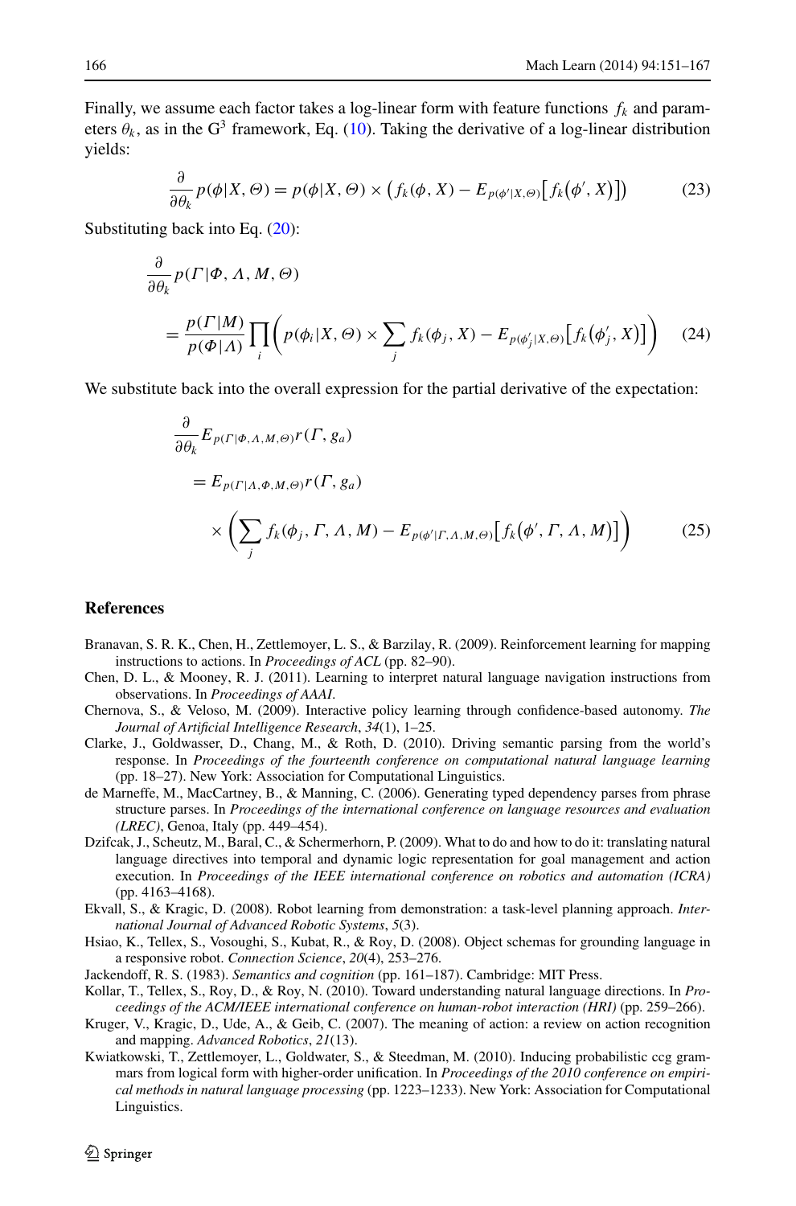Finally, we assume each factor takes a log-linear form with feature functions $f_k$ and parameters $\theta_k$, as in the G$^3$ framework, Eq. (10). Taking the derivative of a log-linear distribution yields:

$$\frac{\partial}{\partial \theta_k} p(\phi|X, \Theta) = p(\phi|X, \Theta) \times \left( f_k(\phi, X) - E_{p(\phi'|X,\Theta)}\left[ f_k\left(\phi', X\right)\right]\right) \tag{23}$$

Substituting back into Eq. (20):

$$\begin{aligned} &\frac{\partial}{\partial \theta_k} p(\Gamma|\Phi, \Lambda, M, \Theta) \\ &\quad = \frac{p(\Gamma|M)}{p(\Phi|\Lambda)} \prod_i \left( p(\phi_i|X, \Theta) \times \sum_j f_k(\phi_j, X) - E_{p(\phi'_j|X,\Theta)}\left[ f_k\left(\phi'_j, X\right)\right]\right) \end{aligned} \tag{24}$$

We substitute back into the overall expression for the partial derivative of the expectation:

$$\begin{aligned} &\frac{\partial}{\partial \theta_k} E_{p(\Gamma|\Phi,\Lambda,M,\Theta)} r(\Gamma, g_a) \\ &\quad = E_{p(\Gamma|\Lambda,\Phi,M,\Theta)} r(\Gamma, g_a) \\ &\qquad \times \left( \sum_j f_k(\phi_j, \Gamma, \Lambda, M) - E_{p(\phi'|\Gamma,\Lambda,M,\Theta)}\left[ f_k\left(\phi', \Gamma, \Lambda, M\right)\right]\right) \end{aligned} \tag{25}$$

## References

Branavan, S. R. K., Chen, H., Zettlemoyer, L. S., & Barzilay, R. (2009). Reinforcement learning for mapping instructions to actions. In *Proceedings of ACL* (pp. 82–90).

Chen, D. L., & Mooney, R. J. (2011). Learning to interpret natural language navigation instructions from observations. In *Proceedings of AAAI*.

Chernova, S., & Veloso, M. (2009). Interactive policy learning through confidence-based autonomy. *The Journal of Artificial Intelligence Research*, *34*(1), 1–25.

Clarke, J., Goldwasser, D., Chang, M., & Roth, D. (2010). Driving semantic parsing from the world's response. In *Proceedings of the fourteenth conference on computational natural language learning* (pp. 18–27). New York: Association for Computational Linguistics.

de Marneffe, M., MacCartney, B., & Manning, C. (2006). Generating typed dependency parses from phrase structure parses. In *Proceedings of the international conference on language resources and evaluation (LREC)*, Genoa, Italy (pp. 449–454).

Dzifcak, J., Scheutz, M., Baral, C., & Schermerhorn, P. (2009). What to do and how to do it: translating natural language directives into temporal and dynamic logic representation for goal management and action execution. In *Proceedings of the IEEE international conference on robotics and automation (ICRA)* (pp. 4163–4168).

Ekvall, S., & Kragic, D. (2008). Robot learning from demonstration: a task-level planning approach. *International Journal of Advanced Robotic Systems*, *5*(3).

Hsiao, K., Tellex, S., Vosoughi, S., Kubat, R., & Roy, D. (2008). Object schemas for grounding language in a responsive robot. *Connection Science*, *20*(4), 253–276.

Jackendoff, R. S. (1983). *Semantics and cognition* (pp. 161–187). Cambridge: MIT Press.

Kollar, T., Tellex, S., Roy, D., & Roy, N. (2010). Toward understanding natural language directions. In *Proceedings of the ACM/IEEE international conference on human-robot interaction (HRI)* (pp. 259–266).

Kruger, V., Kragic, D., Ude, A., & Geib, C. (2007). The meaning of action: a review on action recognition and mapping. *Advanced Robotics*, *21*(13).

Kwiatkowski, T., Zettlemoyer, L., Goldwater, S., & Steedman, M. (2010). Inducing probabilistic ccg grammars from logical form with higher-order unification. In *Proceedings of the 2010 conference on empirical methods in natural language processing* (pp. 1223–1233). New York: Association for Computational Linguistics.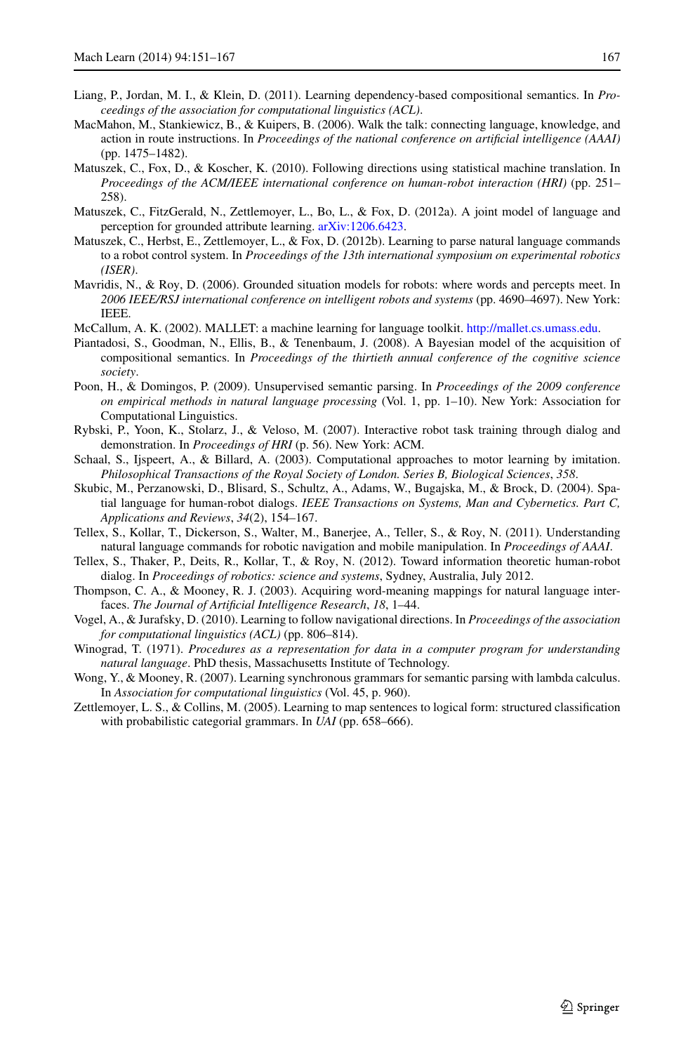Liang, P., Jordan, M. I., & Klein, D. (2011). Learning dependency-based compositional semantics. In *Proceedings of the association for computational linguistics (ACL)*.

MacMahon, M., Stankiewicz, B., & Kuipers, B. (2006). Walk the talk: connecting language, knowledge, and action in route instructions. In *Proceedings of the national conference on artificial intelligence (AAAI)* (pp. 1475–1482).

Matuszek, C., Fox, D., & Koscher, K. (2010). Following directions using statistical machine translation. In *Proceedings of the ACM/IEEE international conference on human-robot interaction (HRI)* (pp. 251–258).

Matuszek, C., FitzGerald, N., Zettlemoyer, L., Bo, L., & Fox, D. (2012a). A joint model of language and perception for grounded attribute learning. arXiv:1206.6423.

Matuszek, C., Herbst, E., Zettlemoyer, L., & Fox, D. (2012b). Learning to parse natural language commands to a robot control system. In *Proceedings of the 13th international symposium on experimental robotics (ISER)*.

Mavridis, N., & Roy, D. (2006). Grounded situation models for robots: where words and percepts meet. In *2006 IEEE/RSJ international conference on intelligent robots and systems* (pp. 4690–4697). New York: IEEE.

McCallum, A. K. (2002). MALLET: a machine learning for language toolkit. http://mallet.cs.umass.edu.

Piantadosi, S., Goodman, N., Ellis, B., & Tenenbaum, J. (2008). A Bayesian model of the acquisition of compositional semantics. In *Proceedings of the thirtieth annual conference of the cognitive science society*.

Poon, H., & Domingos, P. (2009). Unsupervised semantic parsing. In *Proceedings of the 2009 conference on empirical methods in natural language processing* (Vol. 1, pp. 1–10). New York: Association for Computational Linguistics.

Rybski, P., Yoon, K., Stolarz, J., & Veloso, M. (2007). Interactive robot task training through dialog and demonstration. In *Proceedings of HRI* (p. 56). New York: ACM.

Schaal, S., Ijspeert, A., & Billard, A. (2003). Computational approaches to motor learning by imitation. *Philosophical Transactions of the Royal Society of London. Series B, Biological Sciences*, *358*.

Skubic, M., Perzanowski, D., Blisard, S., Schultz, A., Adams, W., Bugajska, M., & Brock, D. (2004). Spatial language for human-robot dialogs. *IEEE Transactions on Systems, Man and Cybernetics. Part C, Applications and Reviews*, *34*(2), 154–167.

Tellex, S., Kollar, T., Dickerson, S., Walter, M., Banerjee, A., Teller, S., & Roy, N. (2011). Understanding natural language commands for robotic navigation and mobile manipulation. In *Proceedings of AAAI*.

Tellex, S., Thaker, P., Deits, R., Kollar, T., & Roy, N. (2012). Toward information theoretic human-robot dialog. In *Proceedings of robotics: science and systems*, Sydney, Australia, July 2012.

Thompson, C. A., & Mooney, R. J. (2003). Acquiring word-meaning mappings for natural language interfaces. *The Journal of Artificial Intelligence Research*, *18*, 1–44.

Vogel, A., & Jurafsky, D. (2010). Learning to follow navigational directions. In *Proceedings of the association for computational linguistics (ACL)* (pp. 806–814).

Winograd, T. (1971). *Procedures as a representation for data in a computer program for understanding natural language*. PhD thesis, Massachusetts Institute of Technology.

Wong, Y., & Mooney, R. (2007). Learning synchronous grammars for semantic parsing with lambda calculus. In *Association for computational linguistics* (Vol. 45, p. 960).

Zettlemoyer, L. S., & Collins, M. (2005). Learning to map sentences to logical form: structured classification with probabilistic categorial grammars. In *UAI* (pp. 658–666).